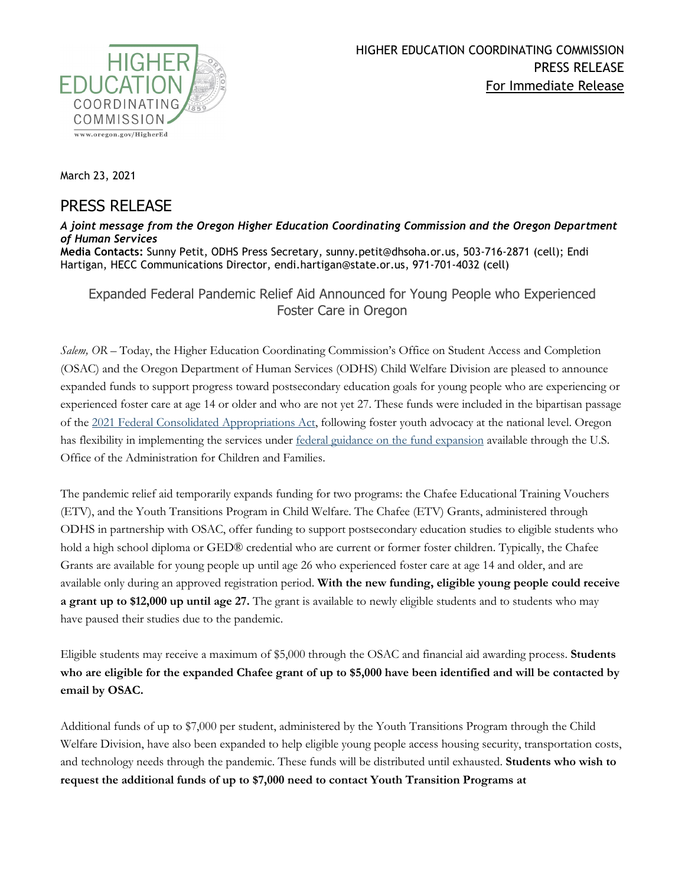HIGHER EDUCATION COORDINATING COMMISSION
PRESS RELEASE
For Immediate Release

March 23, 2021

# PRESS RELEASE

***A joint message from the Oregon Higher Education Coordinating Commission and the Oregon Department of Human Services***

**Media Contacts:** Sunny Petit, ODHS Press Secretary, sunny.petit@dhsoha.or.us, 503-716-2871 (cell); Endi Hartigan, HECC Communications Director, endi.hartigan@state.or.us, 971-701-4032 (cell)

## Expanded Federal Pandemic Relief Aid Announced for Young People who Experienced Foster Care in Oregon

*Salem, OR* – Today, the Higher Education Coordinating Commission's Office on Student Access and Completion (OSAC) and the Oregon Department of Human Services (ODHS) Child Welfare Division are pleased to announce expanded funds to support progress toward postsecondary education goals for young people who are experiencing or experienced foster care at age 14 or older and who are not yet 27. These funds were included in the bipartisan passage of the 2021 Federal Consolidated Appropriations Act, following foster youth advocacy at the national level. Oregon has flexibility in implementing the services under federal guidance on the fund expansion available through the U.S. Office of the Administration for Children and Families.

The pandemic relief aid temporarily expands funding for two programs: the Chafee Educational Training Vouchers (ETV), and the Youth Transitions Program in Child Welfare. The Chafee (ETV) Grants, administered through ODHS in partnership with OSAC, offer funding to support postsecondary education studies to eligible students who hold a high school diploma or GED® credential who are current or former foster children. Typically, the Chafee Grants are available for young people up until age 26 who experienced foster care at age 14 and older, and are available only during an approved registration period. **With the new funding, eligible young people could receive a grant up to $12,000 up until age 27.** The grant is available to newly eligible students and to students who may have paused their studies due to the pandemic.

Eligible students may receive a maximum of $5,000 through the OSAC and financial aid awarding process. **Students who are eligible for the expanded Chafee grant of up to $5,000 have been identified and will be contacted by email by OSAC.**

Additional funds of up to $7,000 per student, administered by the Youth Transitions Program through the Child Welfare Division, have also been expanded to help eligible young people access housing security, transportation costs, and technology needs through the pandemic. These funds will be distributed until exhausted. **Students who wish to request the additional funds of up to $7,000 need to contact Youth Transition Programs at**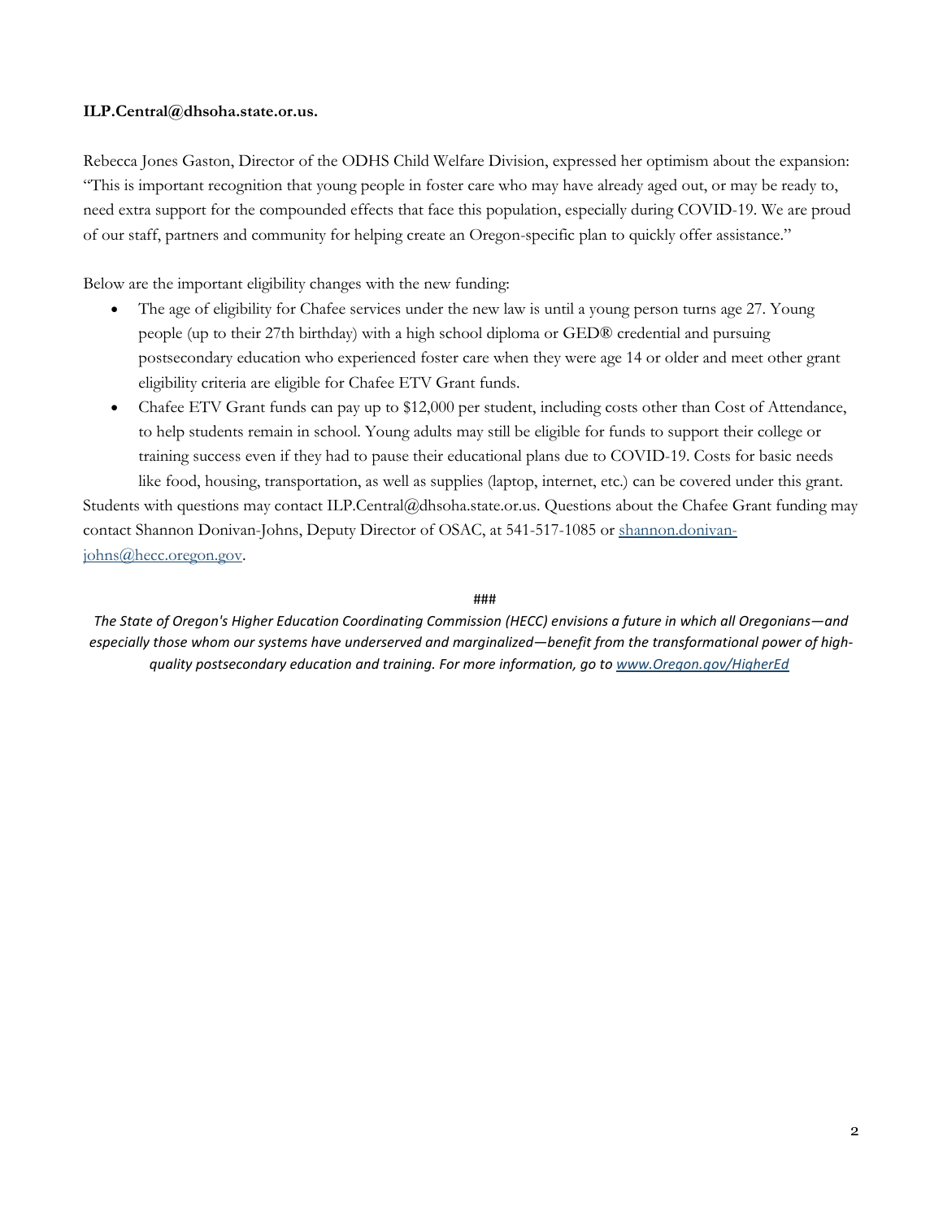**ILP.Central@dhsoha.state.or.us.**

Rebecca Jones Gaston, Director of the ODHS Child Welfare Division, expressed her optimism about the expansion: "This is important recognition that young people in foster care who may have already aged out, or may be ready to, need extra support for the compounded effects that face this population, especially during COVID-19. We are proud of our staff, partners and community for helping create an Oregon-specific plan to quickly offer assistance."

Below are the important eligibility changes with the new funding:

- The age of eligibility for Chafee services under the new law is until a young person turns age 27. Young people (up to their 27th birthday) with a high school diploma or GED® credential and pursuing postsecondary education who experienced foster care when they were age 14 or older and meet other grant eligibility criteria are eligible for Chafee ETV Grant funds.
- Chafee ETV Grant funds can pay up to $12,000 per student, including costs other than Cost of Attendance, to help students remain in school. Young adults may still be eligible for funds to support their college or training success even if they had to pause their educational plans due to COVID-19. Costs for basic needs like food, housing, transportation, as well as supplies (laptop, internet, etc.) can be covered under this grant.

Students with questions may contact ILP.Central@dhsoha.state.or.us. Questions about the Chafee Grant funding may contact Shannon Donivan-Johns, Deputy Director of OSAC, at 541-517-1085 or [shannon.donivan-johns@hecc.oregon.gov](mailto:shannon.donivan-johns@hecc.oregon.gov).

###

*The State of Oregon's Higher Education Coordinating Commission (HECC) envisions a future in which all Oregonians—and especially those whom our systems have underserved and marginalized—benefit from the transformational power of high-quality postsecondary education and training. For more information, go to [www.Oregon.gov/HigherEd](http://www.Oregon.gov/HigherEd)*